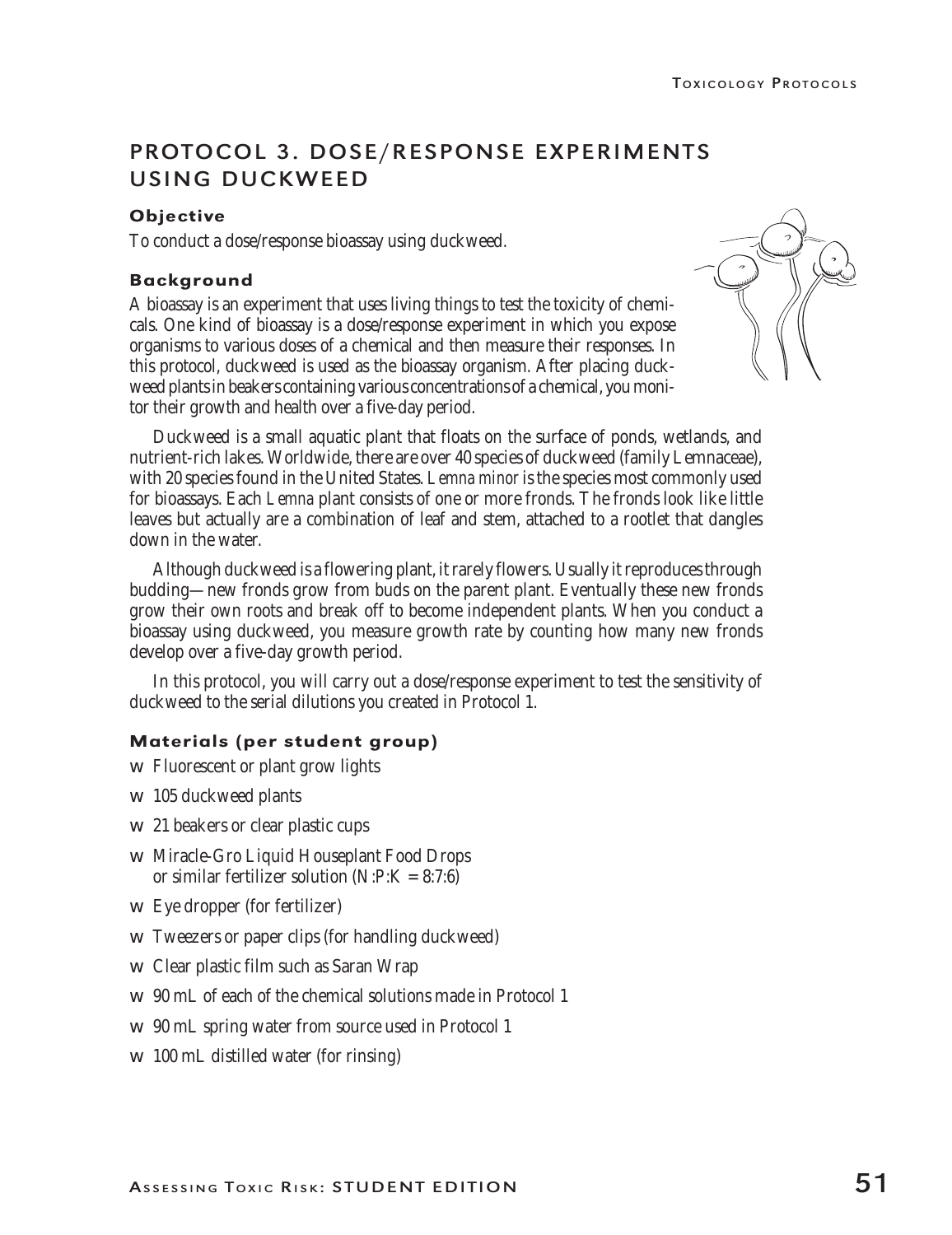## PROTOCOL 3. DOSE/RESPONSE EXPERIMENTS USING DUCKWEED

### Objective

To conduct a dose/response bioassay using duckweed.

### Background

A bioassay is an experiment that uses living things to test the toxicity of chemicals. One kind of bioassay is a dose/response experiment in which you expose organisms to various doses of a chemical and then measure their responses. In this protocol, duckweed is used as the bioassay organism. After placing duckweed plants in beakers containing various concentrations of a chemical, you monitor their growth and health over a five-day period.

Duckweed is a small aquatic plant that floats on the surface of ponds, wetlands, and nutrient-rich lakes. Worldwide, there are over 40 species of duckweed (family Lemnaceae), with 20 species found in the United States. *Lemna minor* is the species most commonly used for bioassays. Each *Lemna* plant consists of one or more fronds. The fronds look like little leaves but actually are a combination of leaf and stem, attached to a rootlet that dangles down in the water.

Although duckweed is a flowering plant, it rarely flowers. Usually it reproduces through budding—new fronds grow from buds on the parent plant. Eventually these new fronds grow their own roots and break off to become independent plants. When you conduct a bioassay using duckweed, you measure growth rate by counting how many new fronds develop over a five-day growth period.

In this protocol, you will carry out a dose/response experiment to test the sensitivity of duckweed to the serial dilutions you created in Protocol 1.

### Materials (per student group)

- Fluorescent or plant grow lights
- 105 duckweed plants
- 21 beakers or clear plastic cups
- Miracle-Gro Liquid Houseplant Food Drops or similar fertilizer solution (N:P:K = 8:7:6)
- Eye dropper (for fertilizer)
- Tweezers or paper clips (for handling duckweed)
- Clear plastic film such as Saran Wrap
- 90 mL of each of the chemical solutions made in Protocol 1
- 90 mL spring water from source used in Protocol 1
- 100 mL distilled water (for rinsing)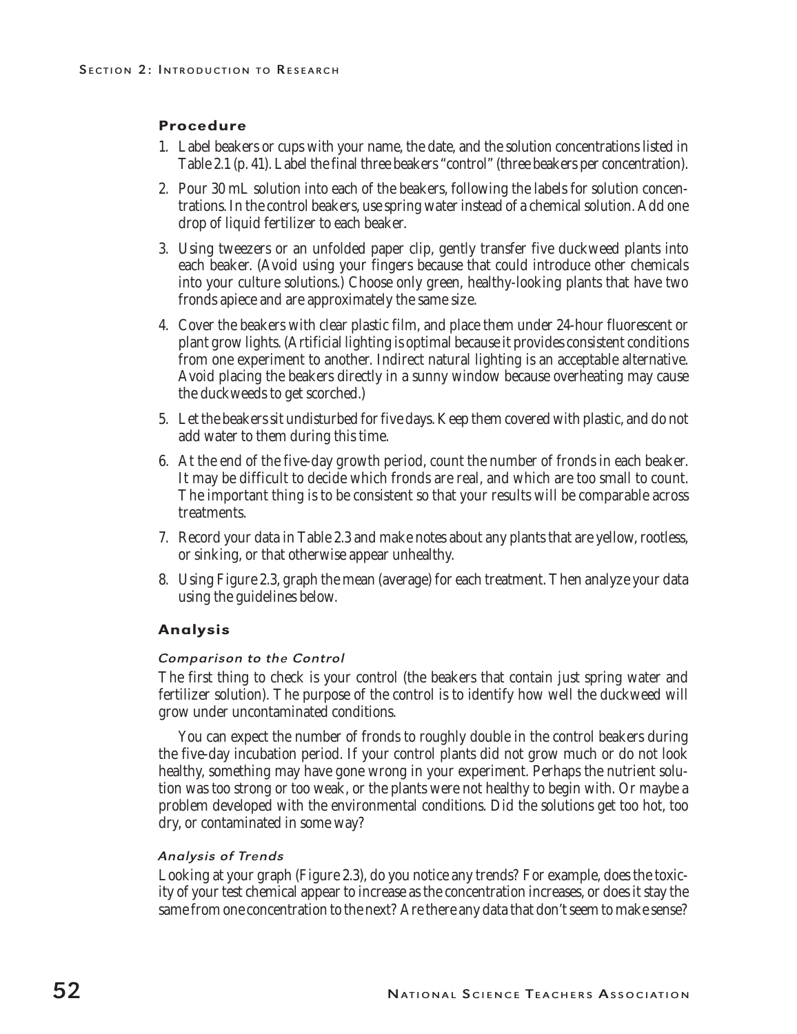### Procedure

1. Label beakers or cups with your name, the date, and the solution concentrations listed in Table 2.1 (p. 41). Label the final three beakers "control" (three beakers per concentration).
2. Pour 30 mL solution into each of the beakers, following the labels for solution concentrations. In the control beakers, use spring water instead of a chemical solution. Add one drop of liquid fertilizer to each beaker.
3. Using tweezers or an unfolded paper clip, gently transfer five duckweed plants into each beaker. (Avoid using your fingers because that could introduce other chemicals into your culture solutions.) Choose only green, healthy-looking plants that have two fronds apiece and are approximately the same size.
4. Cover the beakers with clear plastic film, and place them under 24-hour fluorescent or plant grow lights. (Artificial lighting is optimal because it provides consistent conditions from one experiment to another. Indirect natural lighting is an acceptable alternative. Avoid placing the beakers directly in a sunny window because overheating may cause the duckweeds to get scorched.)
5. Let the beakers sit undisturbed for five days. Keep them covered with plastic, and do not add water to them during this time.
6. At the end of the five-day growth period, count the number of fronds in each beaker. It may be difficult to decide which fronds are real, and which are too small to count. The important thing is to be consistent so that your results will be comparable across treatments.
7. Record your data in Table 2.3 and make notes about any plants that are yellow, rootless, or sinking, or that otherwise appear unhealthy.
8. Using Figure 2.3, graph the mean (average) for each treatment. Then analyze your data using the guidelines below.

### Analysis

#### *Comparison to the Control*

The first thing to check is your control (the beakers that contain just spring water and fertilizer solution). The purpose of the control is to identify how well the duckweed will grow under uncontaminated conditions.

You can expect the number of fronds to roughly double in the control beakers during the five-day incubation period. If your control plants did not grow much or do not look healthy, something may have gone wrong in your experiment. Perhaps the nutrient solution was too strong or too weak, or the plants were not healthy to begin with. Or maybe a problem developed with the environmental conditions. Did the solutions get too hot, too dry, or contaminated in some way?

#### *Analysis of Trends*

Looking at your graph (Figure 2.3), do you notice any trends? For example, does the toxicity of your test chemical appear to increase as the concentration increases, or does it stay the same from one concentration to the next? Are there any data that don't seem to make sense?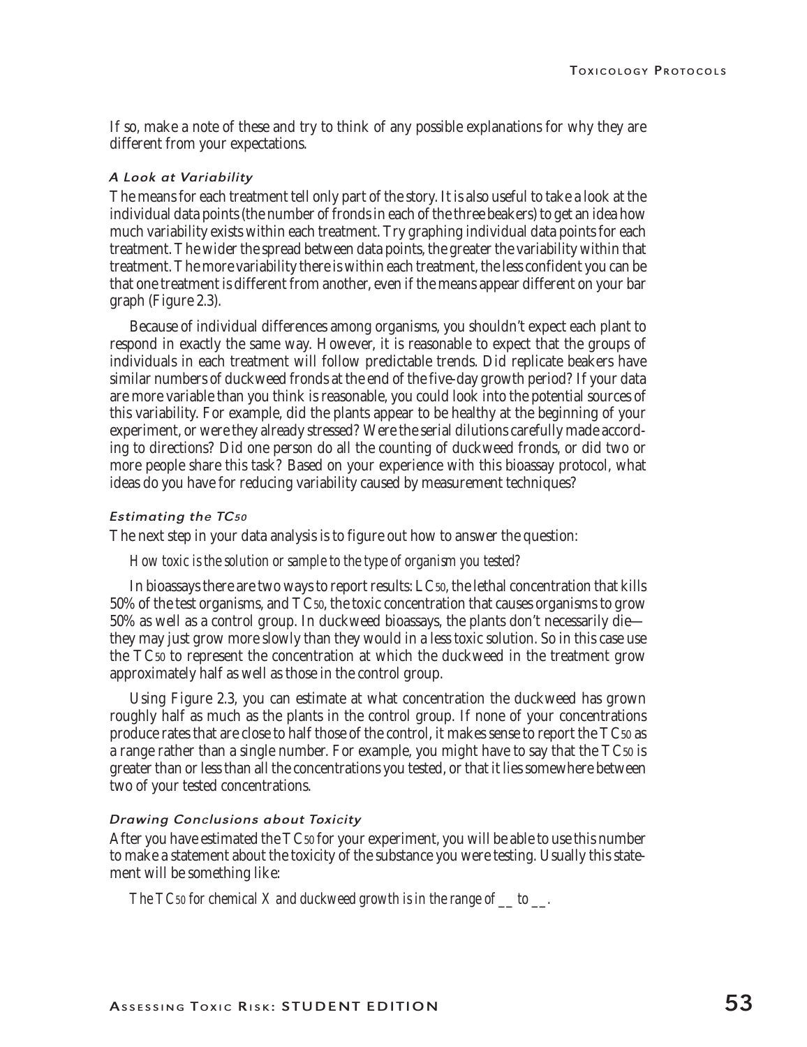If so, make a note of these and try to think of any possible explanations for why they are different from your expectations.

#### *A Look at Variability*

The means for each treatment tell only part of the story. It is also useful to take a look at the individual data points (the number of fronds in each of the three beakers) to get an idea how much variability exists within each treatment. Try graphing individual data points for each treatment. The wider the spread between data points, the greater the variability within that treatment. The more variability there is within each treatment, the less confident you can be that one treatment is different from another, even if the means appear different on your bar graph (Figure 2.3).

Because of individual differences among organisms, you shouldn't expect each plant to respond in exactly the same way. However, it is reasonable to expect that the groups of individuals in each treatment will follow predictable trends. Did replicate beakers have similar numbers of duckweed fronds at the end of the five-day growth period? If your data are more variable than you think is reasonable, you could look into the potential sources of this variability. For example, did the plants appear to be healthy at the beginning of your experiment, or were they already stressed? Were the serial dilutions carefully made according to directions? Did one person do all the counting of duckweed fronds, or did two or more people share this task? Based on your experience with this bioassay protocol, what ideas do you have for reducing variability caused by measurement techniques?

#### *Estimating the $TC_{50}$*

The next step in your data analysis is to figure out how to answer the question:

*How toxic is the solution or sample to the type of organism you tested?*

In bioassays there are two ways to report results: $LC_{50}$, the lethal concentration that kills 50% of the test organisms, and $TC_{50}$, the toxic concentration that causes organisms to grow 50% as well as a control group. In duckweed bioassays, the plants don't necessarily die—they may just grow more slowly than they would in a less toxic solution. So in this case use the $TC_{50}$ to represent the concentration at which the duckweed in the treatment grow approximately half as well as those in the control group.

Using Figure 2.3, you can estimate at what concentration the duckweed has grown roughly half as much as the plants in the control group. If none of your concentrations produce rates that are close to half those of the control, it makes sense to report the $TC_{50}$ as a range rather than a single number. For example, you might have to say that the $TC_{50}$ is greater than or less than all the concentrations you tested, or that it lies somewhere between two of your tested concentrations.

#### *Drawing Conclusions about Toxicity*

After you have estimated the $TC_{50}$ for your experiment, you will be able to use this number to make a statement about the toxicity of the substance you were testing. Usually this statement will be something like:

*The $TC_{50}$ for chemical X and duckweed growth is in the range of __ to __.*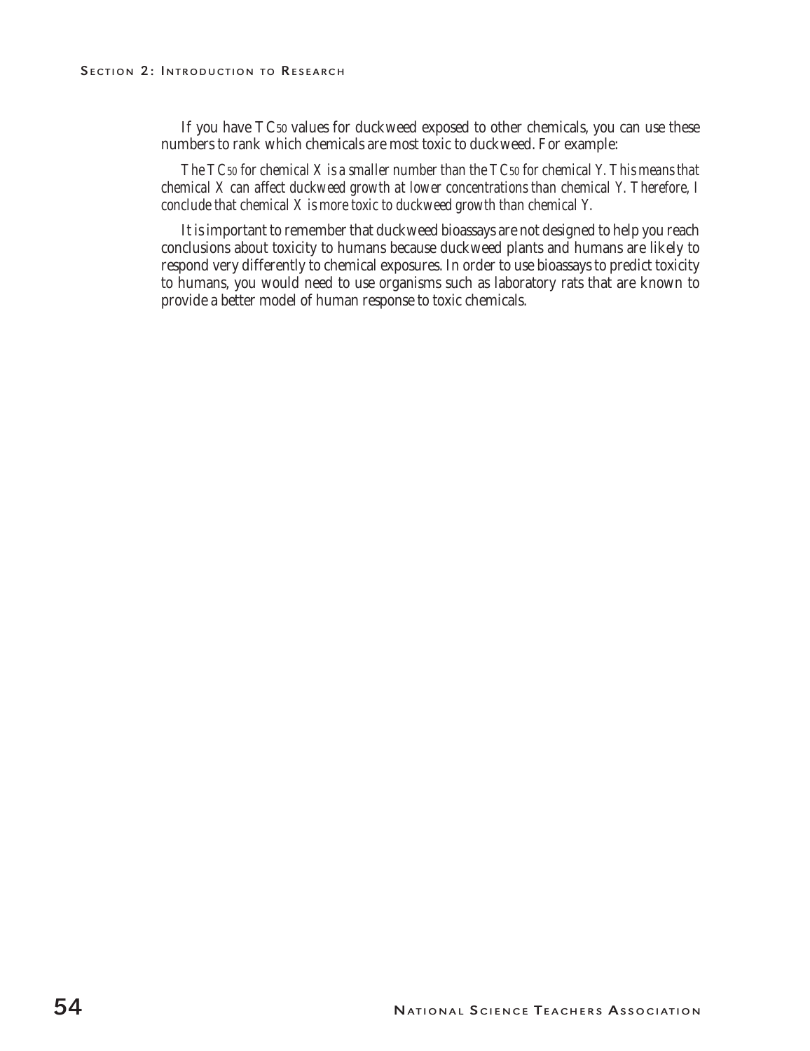If you have $TC_{50}$ values for duckweed exposed to other chemicals, you can use these numbers to rank which chemicals are most toxic to duckweed. For example:

*The $TC_{50}$ for chemical X is a smaller number than the $TC_{50}$ for chemical Y. This means that chemical X can affect duckweed growth at lower concentrations than chemical Y. Therefore, I conclude that chemical X is more toxic to duckweed growth than chemical Y.*

It is important to remember that duckweed bioassays are not designed to help you reach conclusions about toxicity to humans because duckweed plants and humans are likely to respond very differently to chemical exposures. In order to use bioassays to predict toxicity to humans, you would need to use organisms such as laboratory rats that are known to provide a better model of human response to toxic chemicals.